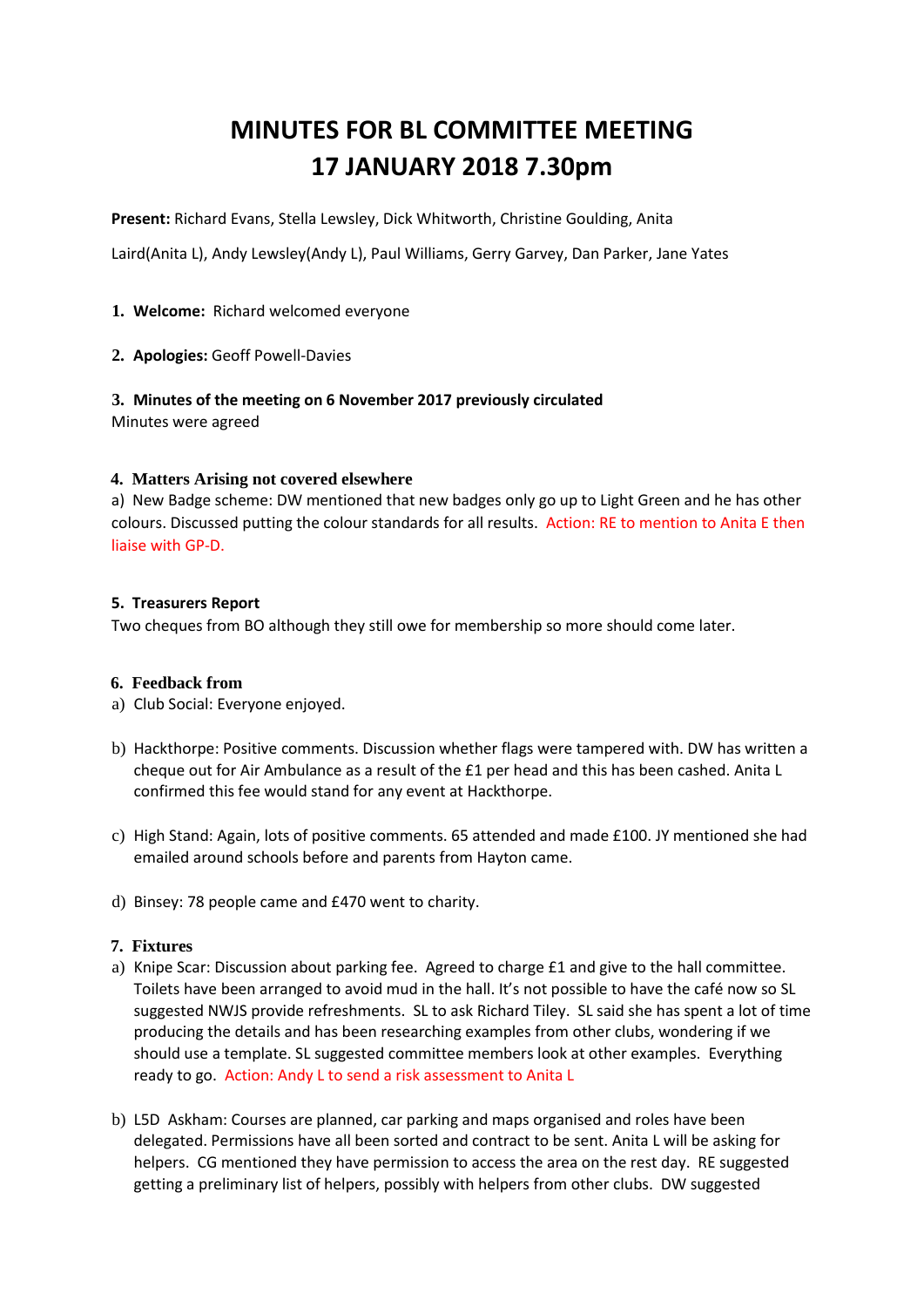# MINUTES FOR BL COMMITTEE MEETING
# 17 JANUARY 2018 7.30pm

**Present:** Richard Evans, Stella Lewsley, Dick Whitworth, Christine Goulding, Anita Laird(Anita L), Andy Lewsley(Andy L), Paul Williams, Gerry Garvey, Dan Parker, Jane Yates

1. **Welcome:** Richard welcomed everyone

2. **Apologies:** Geoff Powell-Davies

3. **Minutes of the meeting on 6 November 2017 previously circulated**

Minutes were agreed

4. **Matters Arising not covered elsewhere**

a) New Badge scheme: DW mentioned that new badges only go up to Light Green and he has other colours. Discussed putting the colour standards for all results. Action: RE to mention to Anita E then liaise with GP-D.

5. **Treasurers Report**

Two cheques from BO although they still owe for membership so more should come later.

6. **Feedback from**

a) Club Social: Everyone enjoyed.

b) Hackthorpe: Positive comments. Discussion whether flags were tampered with. DW has written a cheque out for Air Ambulance as a result of the £1 per head and this has been cashed. Anita L confirmed this fee would stand for any event at Hackthorpe.

c) High Stand: Again, lots of positive comments. 65 attended and made £100. JY mentioned she had emailed around schools before and parents from Hayton came.

d) Binsey: 78 people came and £470 went to charity.

7. **Fixtures**

a) Knipe Scar: Discussion about parking fee. Agreed to charge £1 and give to the hall committee. Toilets have been arranged to avoid mud in the hall. It's not possible to have the café now so SL suggested NWJS provide refreshments. SL to ask Richard Tiley. SL said she has spent a lot of time producing the details and has been researching examples from other clubs, wondering if we should use a template. SL suggested committee members look at other examples. Everything ready to go. Action: Andy L to send a risk assessment to Anita L

b) L5D Askham: Courses are planned, car parking and maps organised and roles have been delegated. Permissions have all been sorted and contract to be sent. Anita L will be asking for helpers. CG mentioned they have permission to access the area on the rest day. RE suggested getting a preliminary list of helpers, possibly with helpers from other clubs. DW suggested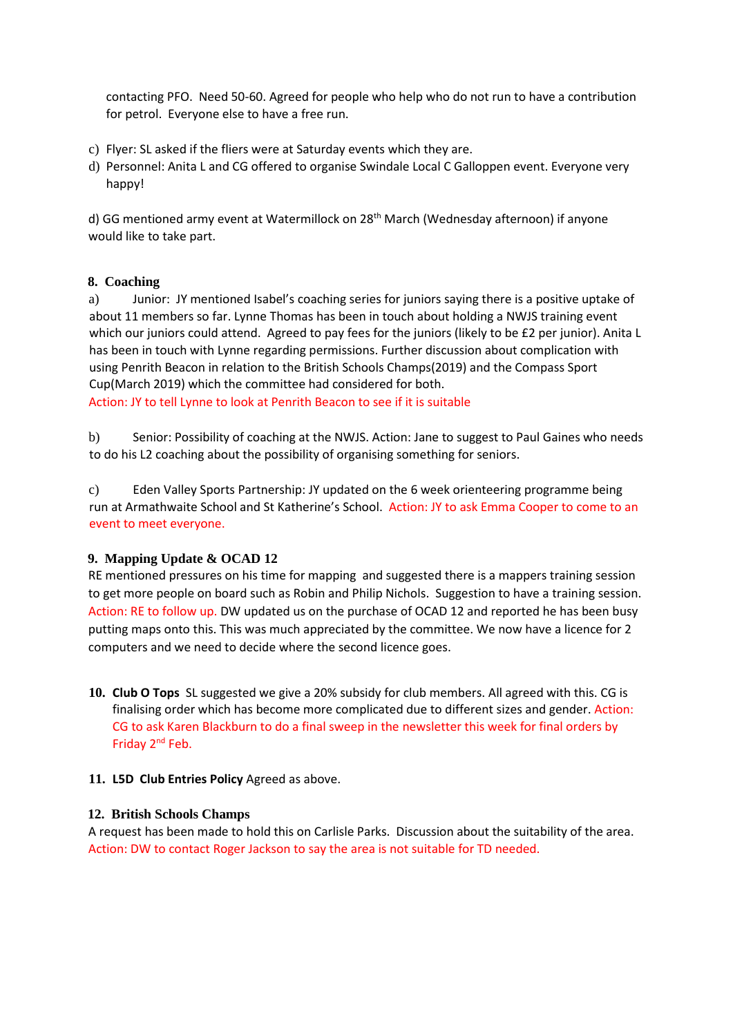contacting PFO. Need 50-60. Agreed for people who help who do not run to have a contribution for petrol. Everyone else to have a free run.

c) Flyer: SL asked if the fliers were at Saturday events which they are.
d) Personnel: Anita L and CG offered to organise Swindale Local C Galloppen event. Everyone very happy!

d) GG mentioned army event at Watermillock on 28th March (Wednesday afternoon) if anyone would like to take part.

## 8. Coaching

a) Junior: JY mentioned Isabel's coaching series for juniors saying there is a positive uptake of about 11 members so far. Lynne Thomas has been in touch about holding a NWJS training event which our juniors could attend. Agreed to pay fees for the juniors (likely to be £2 per junior). Anita L has been in touch with Lynne regarding permissions. Further discussion about complication with using Penrith Beacon in relation to the British Schools Champs(2019) and the Compass Sport Cup(March 2019) which the committee had considered for both.
Action: JY to tell Lynne to look at Penrith Beacon to see if it is suitable

b) Senior: Possibility of coaching at the NWJS. Action: Jane to suggest to Paul Gaines who needs to do his L2 coaching about the possibility of organising something for seniors.

c) Eden Valley Sports Partnership: JY updated on the 6 week orienteering programme being run at Armathwaite School and St Katherine's School. Action: JY to ask Emma Cooper to come to an event to meet everyone.

## 9. Mapping Update & OCAD 12

RE mentioned pressures on his time for mapping and suggested there is a mappers training session to get more people on board such as Robin and Philip Nichols. Suggestion to have a training session. Action: RE to follow up. DW updated us on the purchase of OCAD 12 and reported he has been busy putting maps onto this. This was much appreciated by the committee. We now have a licence for 2 computers and we need to decide where the second licence goes.

**10. Club O Tops** SL suggested we give a 20% subsidy for club members. All agreed with this. CG is finalising order which has become more complicated due to different sizes and gender. Action: CG to ask Karen Blackburn to do a final sweep in the newsletter this week for final orders by Friday 2nd Feb.

**11. L5D Club Entries Policy** Agreed as above.

## 12. British Schools Champs

A request has been made to hold this on Carlisle Parks. Discussion about the suitability of the area.
Action: DW to contact Roger Jackson to say the area is not suitable for TD needed.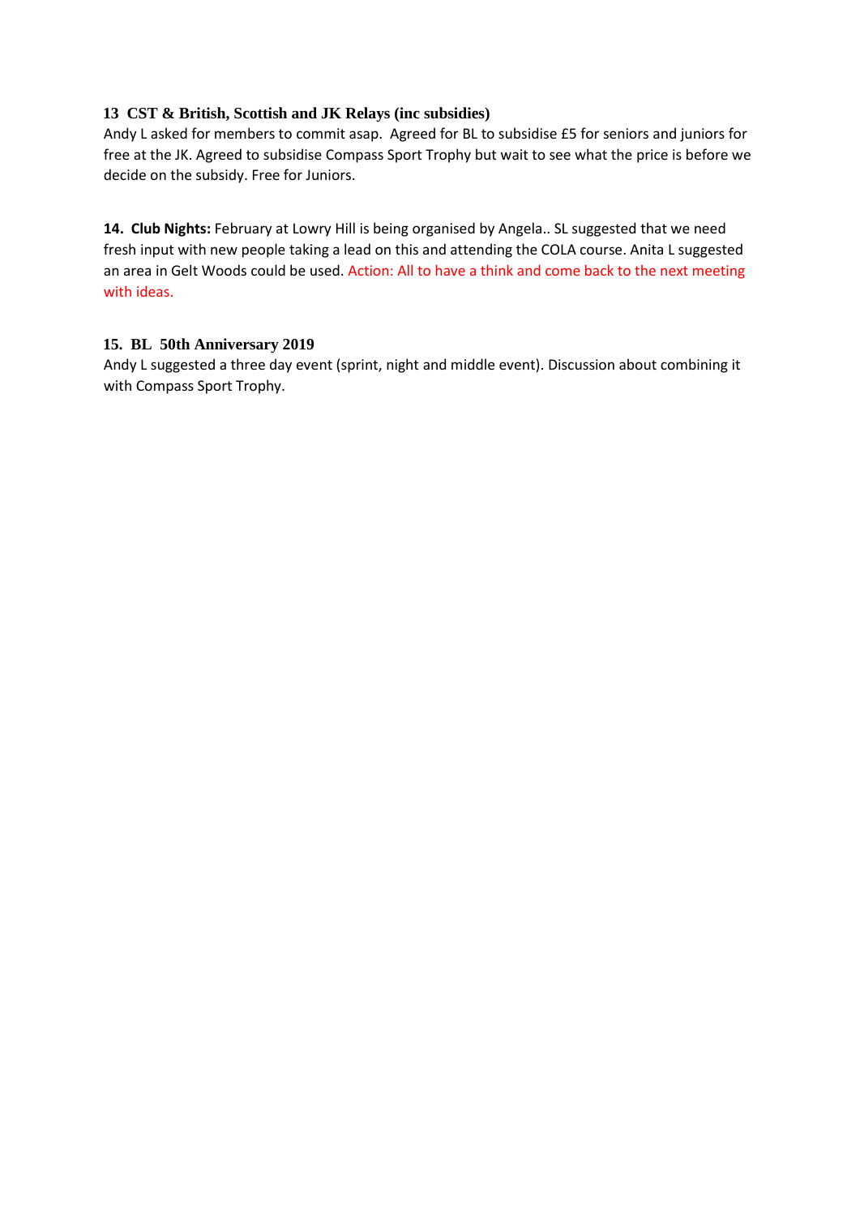**13 CST & British, Scottish and JK Relays (inc subsidies)**

Andy L asked for members to commit asap. Agreed for BL to subsidise £5 for seniors and juniors for free at the JK. Agreed to subsidise Compass Sport Trophy but wait to see what the price is before we decide on the subsidy. Free for Juniors.

**14. Club Nights:** February at Lowry Hill is being organised by Angela.. SL suggested that we need fresh input with new people taking a lead on this and attending the COLA course. Anita L suggested an area in Gelt Woods could be used. Action: All to have a think and come back to the next meeting with ideas.

**15. BL 50th Anniversary 2019**

Andy L suggested a three day event (sprint, night and middle event). Discussion about combining it with Compass Sport Trophy.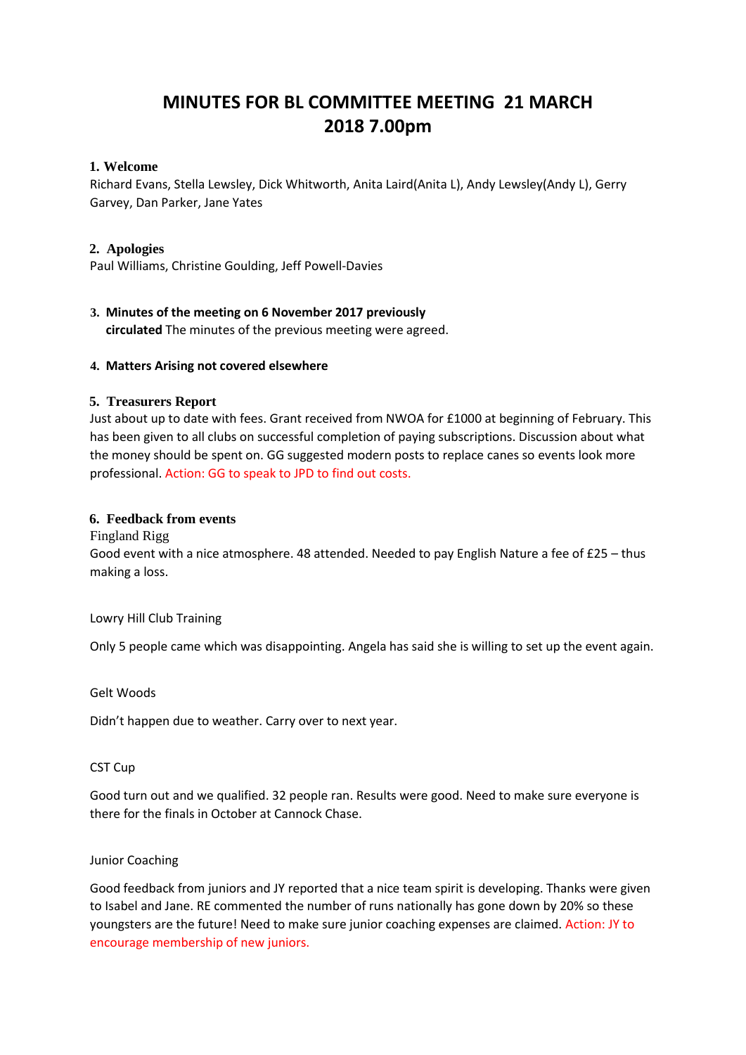# MINUTES FOR BL COMMITTEE MEETING 21 MARCH 2018 7.00pm

**1. Welcome**

Richard Evans, Stella Lewsley, Dick Whitworth, Anita Laird(Anita L), Andy Lewsley(Andy L), Gerry Garvey, Dan Parker, Jane Yates

**2. Apologies**

Paul Williams, Christine Goulding, Jeff Powell-Davies

**3. Minutes of the meeting on 6 November 2017 previously circulated** The minutes of the previous meeting were agreed.

**4. Matters Arising not covered elsewhere**

**5. Treasurers Report**

Just about up to date with fees. Grant received from NWOA for £1000 at beginning of February. This has been given to all clubs on successful completion of paying subscriptions. Discussion about what the money should be spent on. GG suggested modern posts to replace canes so events look more professional. Action: GG to speak to JPD to find out costs.

**6. Feedback from events**

Fingland Rigg

Good event with a nice atmosphere. 48 attended. Needed to pay English Nature a fee of £25 – thus making a loss.

Lowry Hill Club Training

Only 5 people came which was disappointing. Angela has said she is willing to set up the event again.

Gelt Woods

Didn't happen due to weather. Carry over to next year.

CST Cup

Good turn out and we qualified. 32 people ran. Results were good. Need to make sure everyone is there for the finals in October at Cannock Chase.

Junior Coaching

Good feedback from juniors and JY reported that a nice team spirit is developing. Thanks were given to Isabel and Jane. RE commented the number of runs nationally has gone down by 20% so these youngsters are the future! Need to make sure junior coaching expenses are claimed. Action: JY to encourage membership of new juniors.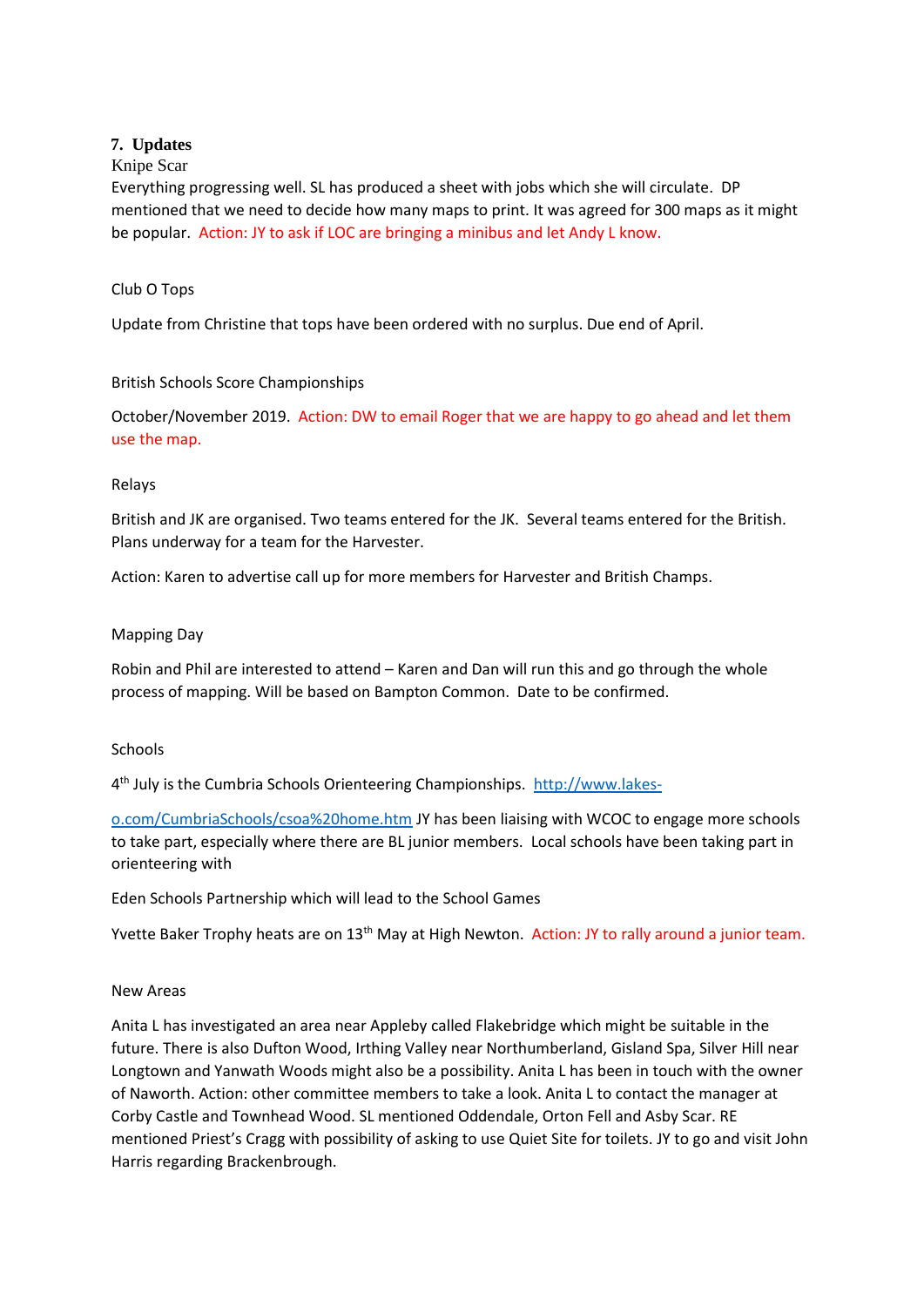## 7. Updates

Knipe Scar

Everything progressing well. SL has produced a sheet with jobs which she will circulate. DP mentioned that we need to decide how many maps to print. It was agreed for 300 maps as it might be popular. Action: JY to ask if LOC are bringing a minibus and let Andy L know.

Club O Tops

Update from Christine that tops have been ordered with no surplus. Due end of April.

British Schools Score Championships

October/November 2019. Action: DW to email Roger that we are happy to go ahead and let them use the map.

Relays

British and JK are organised. Two teams entered for the JK. Several teams entered for the British. Plans underway for a team for the Harvester.

Action: Karen to advertise call up for more members for Harvester and British Champs.

Mapping Day

Robin and Phil are interested to attend – Karen and Dan will run this and go through the whole process of mapping. Will be based on Bampton Common. Date to be confirmed.

Schools

4th July is the Cumbria Schools Orienteering Championships. [http://www.lakes-o.com/CumbriaSchools/csoa%20home.htm](http://www.lakes-o.com/CumbriaSchools/csoa%20home.htm) JY has been liaising with WCOC to engage more schools to take part, especially where there are BL junior members. Local schools have been taking part in orienteering with

Eden Schools Partnership which will lead to the School Games

Yvette Baker Trophy heats are on 13th May at High Newton. Action: JY to rally around a junior team.

New Areas

Anita L has investigated an area near Appleby called Flakebridge which might be suitable in the future. There is also Dufton Wood, Irthing Valley near Northumberland, Gisland Spa, Silver Hill near Longtown and Yanwath Woods might also be a possibility. Anita L has been in touch with the owner of Naworth. Action: other committee members to take a look. Anita L to contact the manager at Corby Castle and Townhead Wood. SL mentioned Oddendale, Orton Fell and Asby Scar. RE mentioned Priest's Cragg with possibility of asking to use Quiet Site for toilets. JY to go and visit John Harris regarding Brackenbrough.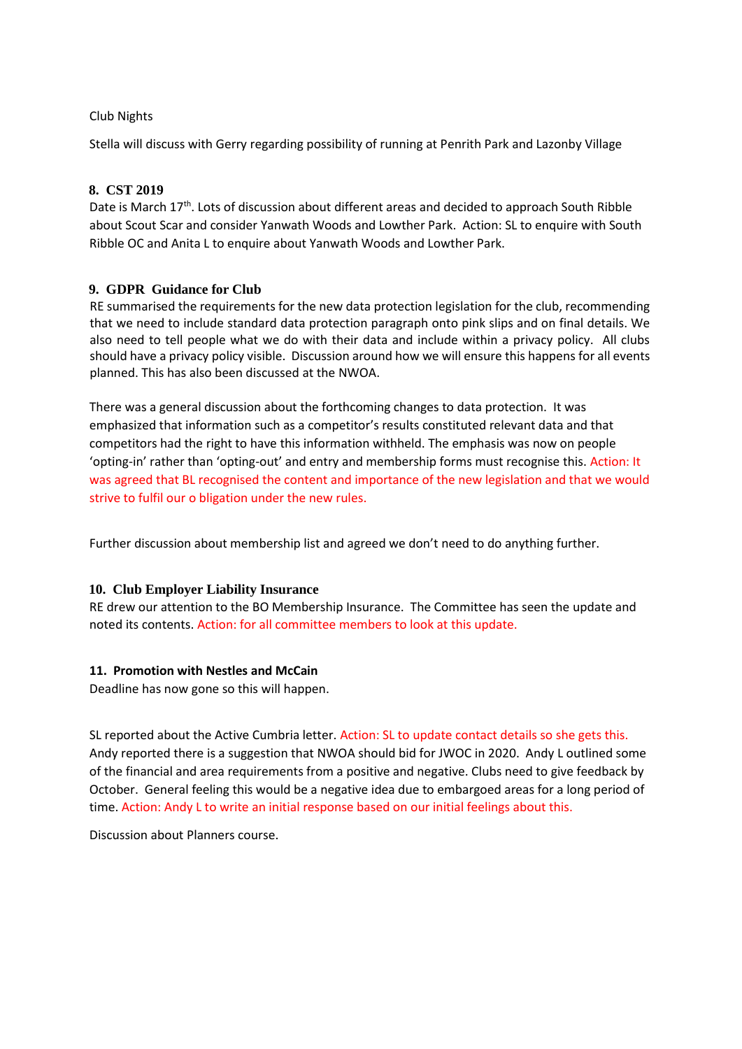Club Nights

Stella will discuss with Gerry regarding possibility of running at Penrith Park and Lazonby Village

**8. CST 2019**

Date is March 17th. Lots of discussion about different areas and decided to approach South Ribble about Scout Scar and consider Yanwath Woods and Lowther Park. Action: SL to enquire with South Ribble OC and Anita L to enquire about Yanwath Woods and Lowther Park.

**9. GDPR Guidance for Club**

RE summarised the requirements for the new data protection legislation for the club, recommending that we need to include standard data protection paragraph onto pink slips and on final details. We also need to tell people what we do with their data and include within a privacy policy. All clubs should have a privacy policy visible. Discussion around how we will ensure this happens for all events planned. This has also been discussed at the NWOA.

There was a general discussion about the forthcoming changes to data protection. It was emphasized that information such as a competitor's results constituted relevant data and that competitors had the right to have this information withheld. The emphasis was now on people 'opting-in' rather than 'opting-out' and entry and membership forms must recognise this. Action: It was agreed that BL recognised the content and importance of the new legislation and that we would strive to fulfil our o bligation under the new rules.

Further discussion about membership list and agreed we don't need to do anything further.

**10. Club Employer Liability Insurance**

RE drew our attention to the BO Membership Insurance. The Committee has seen the update and noted its contents. Action: for all committee members to look at this update.

**11. Promotion with Nestles and McCain**

Deadline has now gone so this will happen.

SL reported about the Active Cumbria letter. Action: SL to update contact details so she gets this. Andy reported there is a suggestion that NWOA should bid for JWOC in 2020. Andy L outlined some of the financial and area requirements from a positive and negative. Clubs need to give feedback by October. General feeling this would be a negative idea due to embargoed areas for a long period of time. Action: Andy L to write an initial response based on our initial feelings about this.

Discussion about Planners course.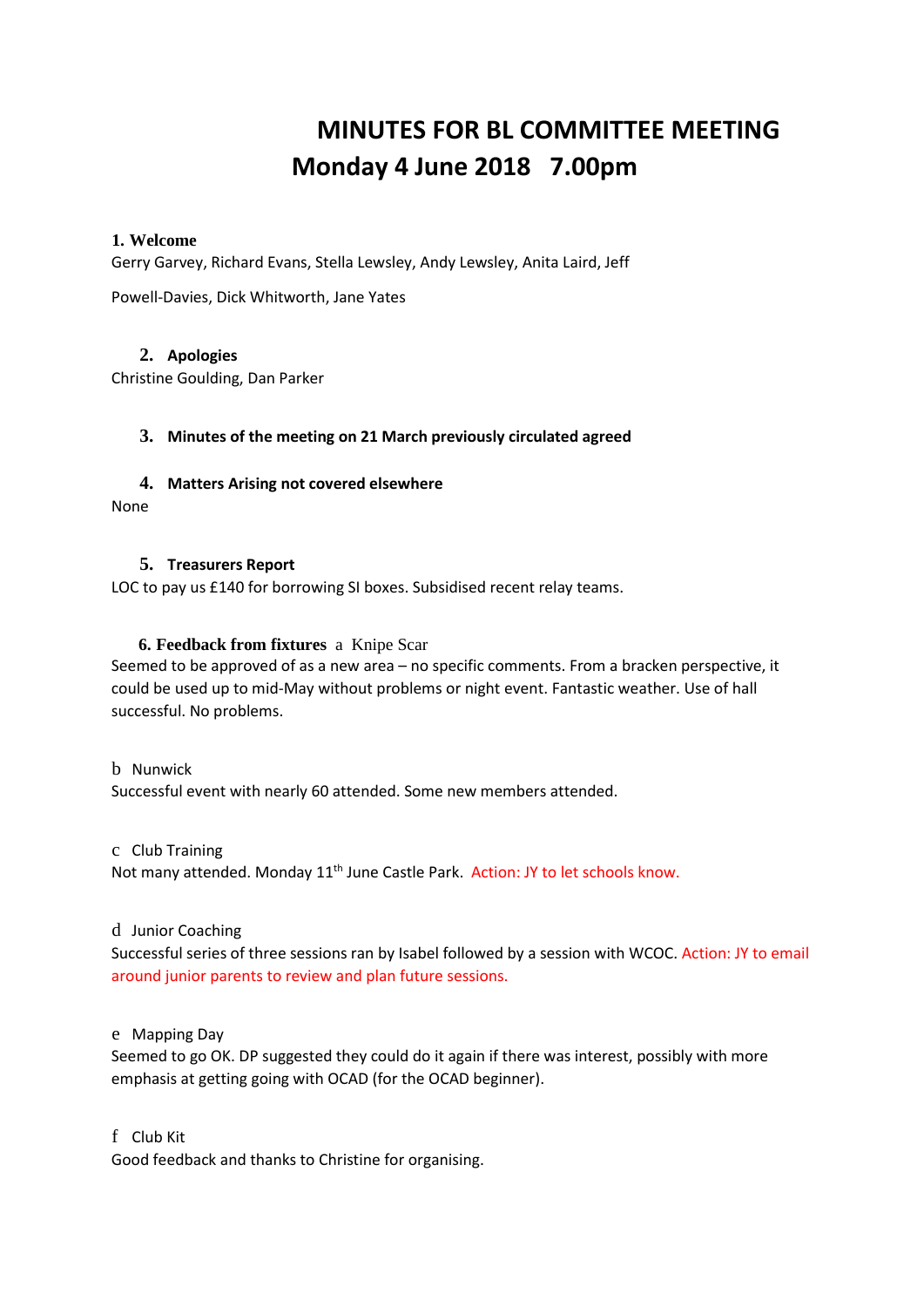# MINUTES FOR BL COMMITTEE MEETING
# Monday 4 June 2018   7.00pm

**1. Welcome**

Gerry Garvey, Richard Evans, Stella Lewsley, Andy Lewsley, Anita Laird, Jeff Powell-Davies, Dick Whitworth, Jane Yates

**2. Apologies**

Christine Goulding, Dan Parker

**3. Minutes of the meeting on 21 March previously circulated agreed**

**4. Matters Arising not covered elsewhere**

None

**5. Treasurers Report**

LOC to pay us £140 for borrowing SI boxes. Subsidised recent relay teams.

**6. Feedback from fixtures** a Knipe Scar

Seemed to be approved of as a new area – no specific comments. From a bracken perspective, it could be used up to mid-May without problems or night event. Fantastic weather. Use of hall successful. No problems.

b Nunwick

Successful event with nearly 60 attended. Some new members attended.

c Club Training

Not many attended. Monday 11th June Castle Park. Action: JY to let schools know.

d Junior Coaching

Successful series of three sessions ran by Isabel followed by a session with WCOC. Action: JY to email around junior parents to review and plan future sessions.

e Mapping Day

Seemed to go OK. DP suggested they could do it again if there was interest, possibly with more emphasis at getting going with OCAD (for the OCAD beginner).

f Club Kit

Good feedback and thanks to Christine for organising.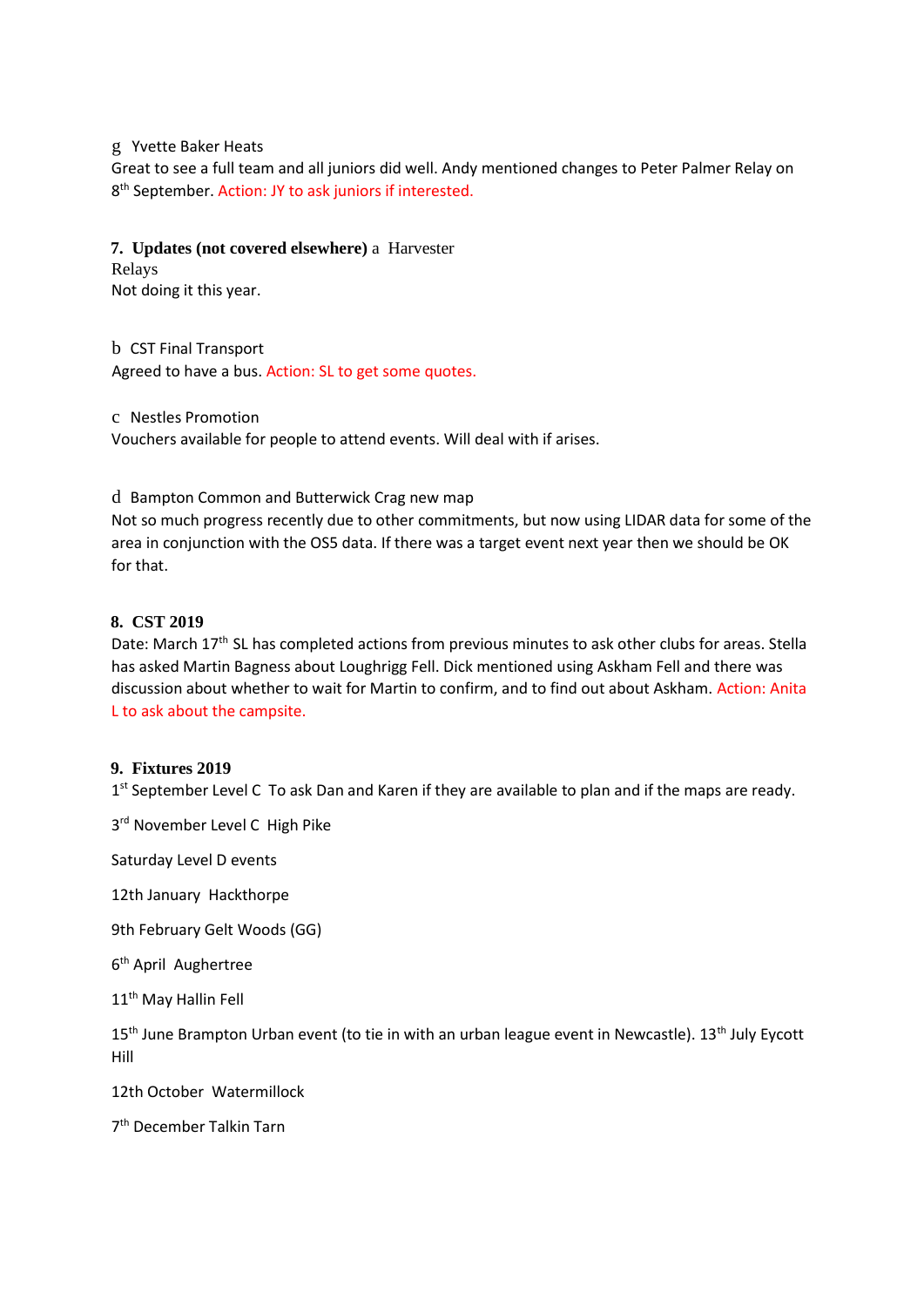g Yvette Baker Heats

Great to see a full team and all juniors did well. Andy mentioned changes to Peter Palmer Relay on 8th September. Action: JY to ask juniors if interested.

**7. Updates (not covered elsewhere)** a Harvester Relays

Not doing it this year.

b CST Final Transport

Agreed to have a bus. Action: SL to get some quotes.

c Nestles Promotion

Vouchers available for people to attend events. Will deal with if arises.

d Bampton Common and Butterwick Crag new map

Not so much progress recently due to other commitments, but now using LIDAR data for some of the area in conjunction with the OS5 data. If there was a target event next year then we should be OK for that.

**8. CST 2019**

Date: March 17th SL has completed actions from previous minutes to ask other clubs for areas. Stella has asked Martin Bagness about Loughrigg Fell. Dick mentioned using Askham Fell and there was discussion about whether to wait for Martin to confirm, and to find out about Askham. Action: Anita L to ask about the campsite.

**9. Fixtures 2019**

1st September Level C To ask Dan and Karen if they are available to plan and if the maps are ready.

3rd November Level C High Pike

Saturday Level D events

12th January Hackthorpe

9th February Gelt Woods (GG)

6th April Aughertree

11th May Hallin Fell

15th June Brampton Urban event (to tie in with an urban league event in Newcastle). 13th July Eycott Hill

12th October Watermillock

7th December Talkin Tarn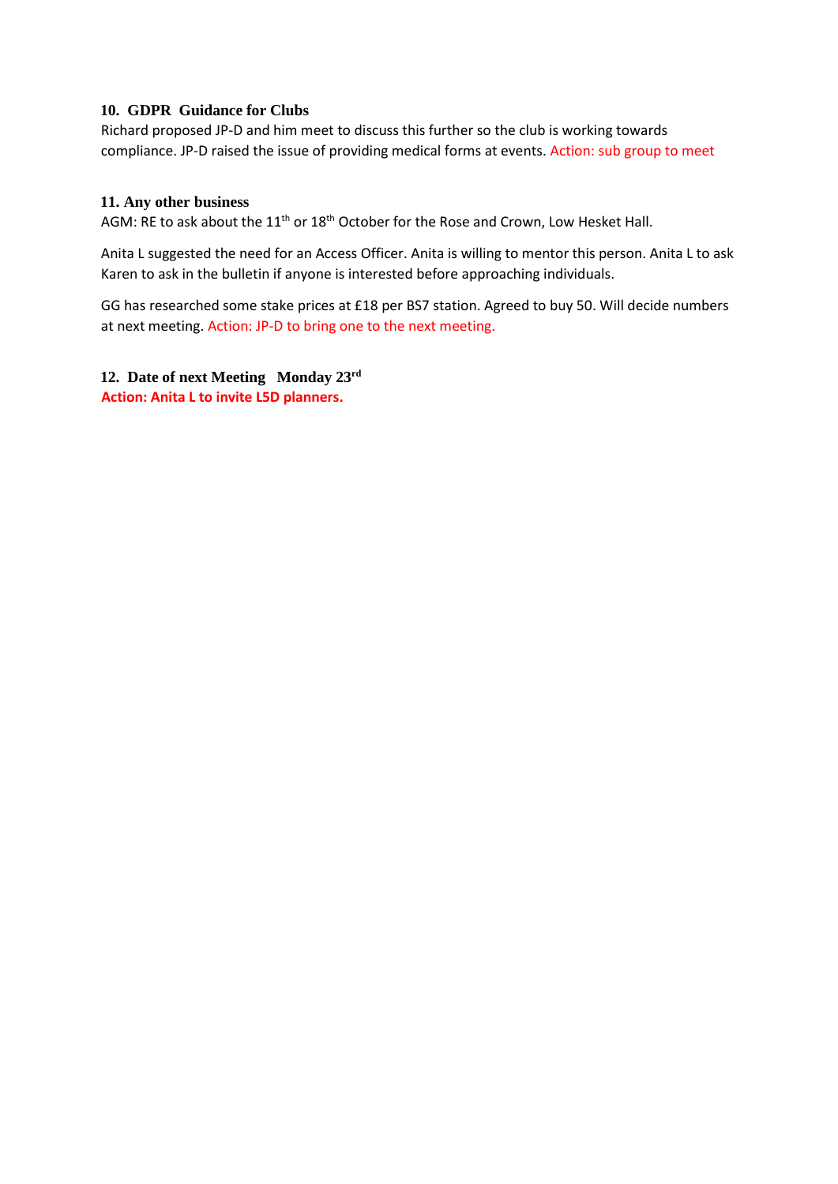### 10. GDPR Guidance for Clubs

Richard proposed JP-D and him meet to discuss this further so the club is working towards compliance. JP-D raised the issue of providing medical forms at events. Action: sub group to meet

### 11. Any other business

AGM: RE to ask about the 11th or 18th October for the Rose and Crown, Low Hesket Hall.

Anita L suggested the need for an Access Officer. Anita is willing to mentor this person. Anita L to ask Karen to ask in the bulletin if anyone is interested before approaching individuals.

GG has researched some stake prices at £18 per BS7 station. Agreed to buy 50. Will decide numbers at next meeting. Action: JP-D to bring one to the next meeting.

### 12. Date of next Meeting Monday 23rd

**Action: Anita L to invite L5D planners.**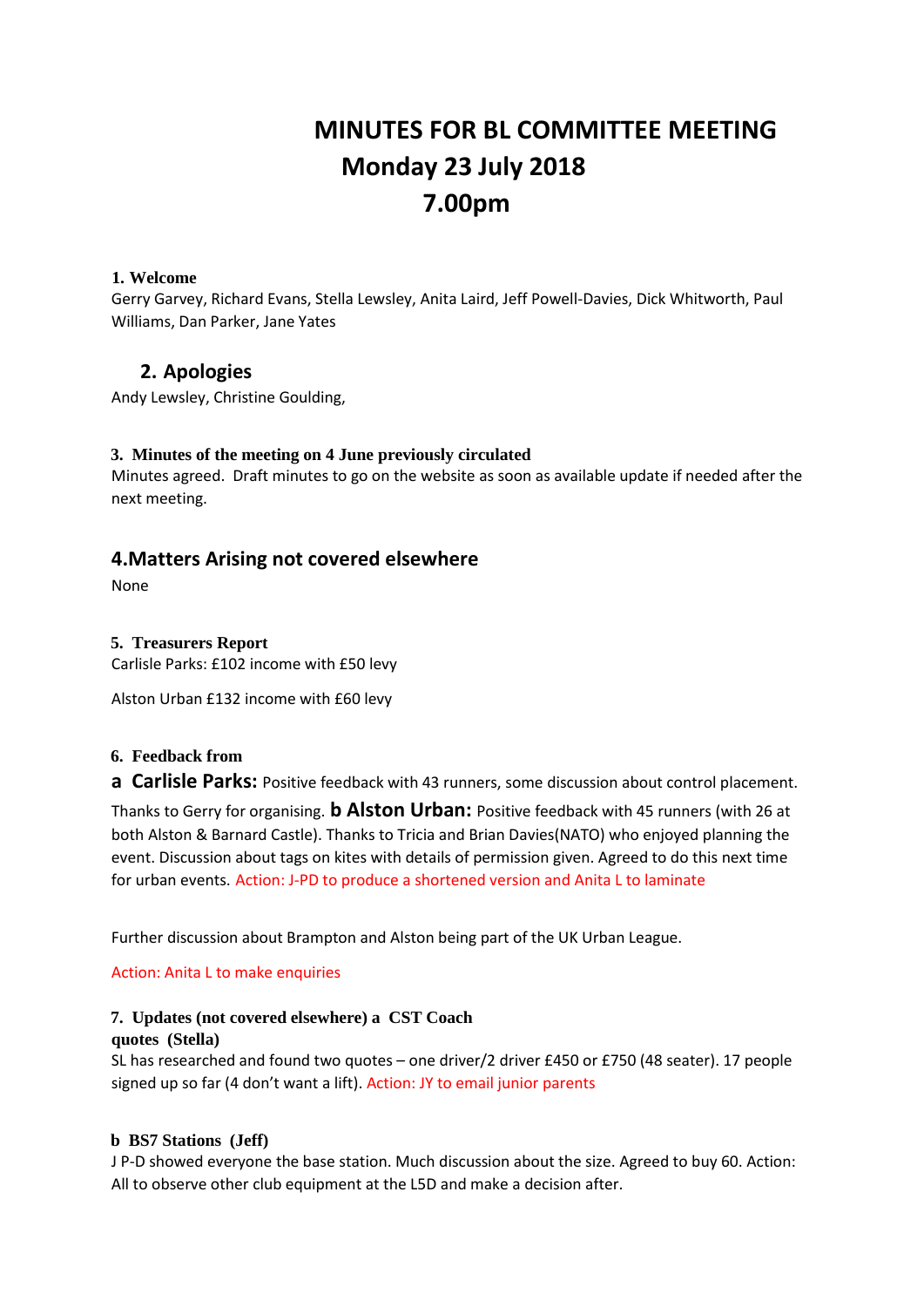# MINUTES FOR BL COMMITTEE MEETING
# Monday 23 July 2018
# 7.00pm

**1. Welcome**

Gerry Garvey, Richard Evans, Stella Lewsley, Anita Laird, Jeff Powell-Davies, Dick Whitworth, Paul Williams, Dan Parker, Jane Yates

## 2. Apologies

Andy Lewsley, Christine Goulding,

**3. Minutes of the meeting on 4 June previously circulated**

Minutes agreed. Draft minutes to go on the website as soon as available update if needed after the next meeting.

## 4.Matters Arising not covered elsewhere

None

**5. Treasurers Report**

Carlisle Parks: £102 income with £50 levy

Alston Urban £132 income with £60 levy

**6. Feedback from**

**a Carlisle Parks:** Positive feedback with 43 runners, some discussion about control placement. Thanks to Gerry for organising. **b Alston Urban:** Positive feedback with 45 runners (with 26 at both Alston & Barnard Castle). Thanks to Tricia and Brian Davies(NATO) who enjoyed planning the event. Discussion about tags on kites with details of permission given. Agreed to do this next time for urban events. Action: J-PD to produce a shortened version and Anita L to laminate

Further discussion about Brampton and Alston being part of the UK Urban League.

Action: Anita L to make enquiries

**7. Updates (not covered elsewhere) a CST Coach quotes (Stella)**

SL has researched and found two quotes – one driver/2 driver £450 or £750 (48 seater). 17 people signed up so far (4 don't want a lift). Action: JY to email junior parents

**b BS7 Stations (Jeff)**

J P-D showed everyone the base station. Much discussion about the size. Agreed to buy 60. Action: All to observe other club equipment at the L5D and make a decision after.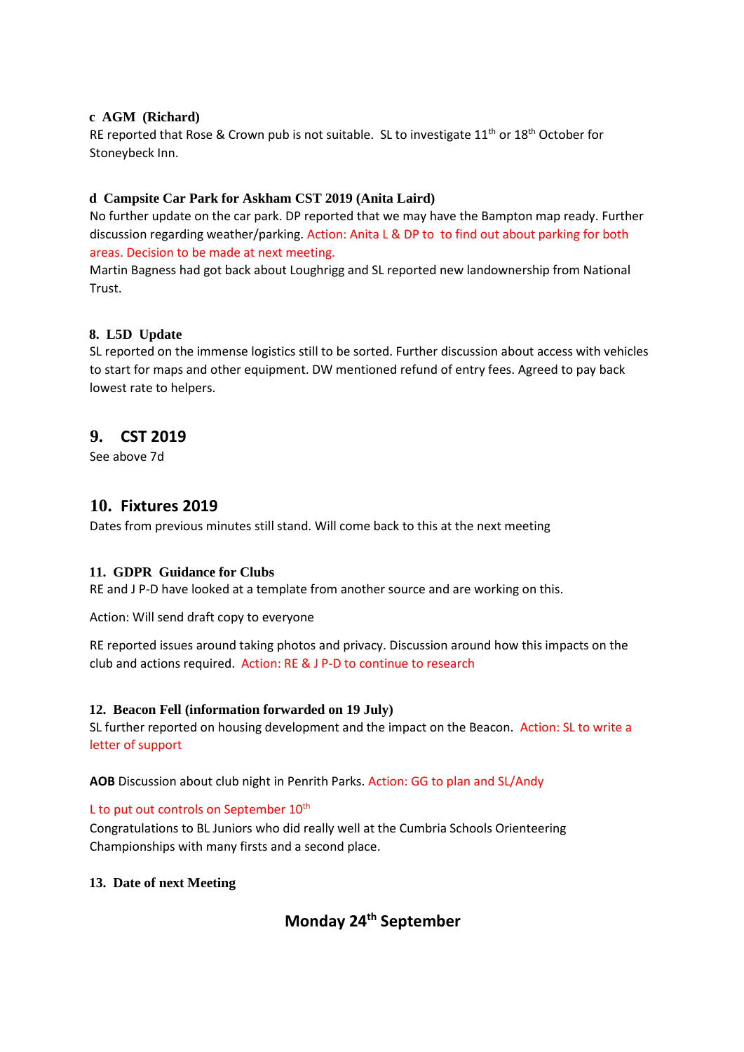**c AGM (Richard)**

RE reported that Rose & Crown pub is not suitable. SL to investigate 11th or 18th October for Stoneybeck Inn.

**d Campsite Car Park for Askham CST 2019 (Anita Laird)**

No further update on the car park. DP reported that we may have the Bampton map ready. Further discussion regarding weather/parking. Action: Anita L & DP to to find out about parking for both areas. Decision to be made at next meeting.

Martin Bagness had got back about Loughrigg and SL reported new landownership from National Trust.

**8. L5D Update**

SL reported on the immense logistics still to be sorted. Further discussion about access with vehicles to start for maps and other equipment. DW mentioned refund of entry fees. Agreed to pay back lowest rate to helpers.

## 9. CST 2019

See above 7d

## 10. Fixtures 2019

Dates from previous minutes still stand. Will come back to this at the next meeting

**11. GDPR Guidance for Clubs**

RE and J P-D have looked at a template from another source and are working on this.

Action: Will send draft copy to everyone

RE reported issues around taking photos and privacy. Discussion around how this impacts on the club and actions required. Action: RE & J P-D to continue to research

**12. Beacon Fell (information forwarded on 19 July)**

SL further reported on housing development and the impact on the Beacon. Action: SL to write a letter of support

**AOB** Discussion about club night in Penrith Parks. Action: GG to plan and SL/Andy

L to put out controls on September 10th

Congratulations to BL Juniors who did really well at the Cumbria Schools Orienteering Championships with many firsts and a second place.

**13. Date of next Meeting**

**Monday 24th September**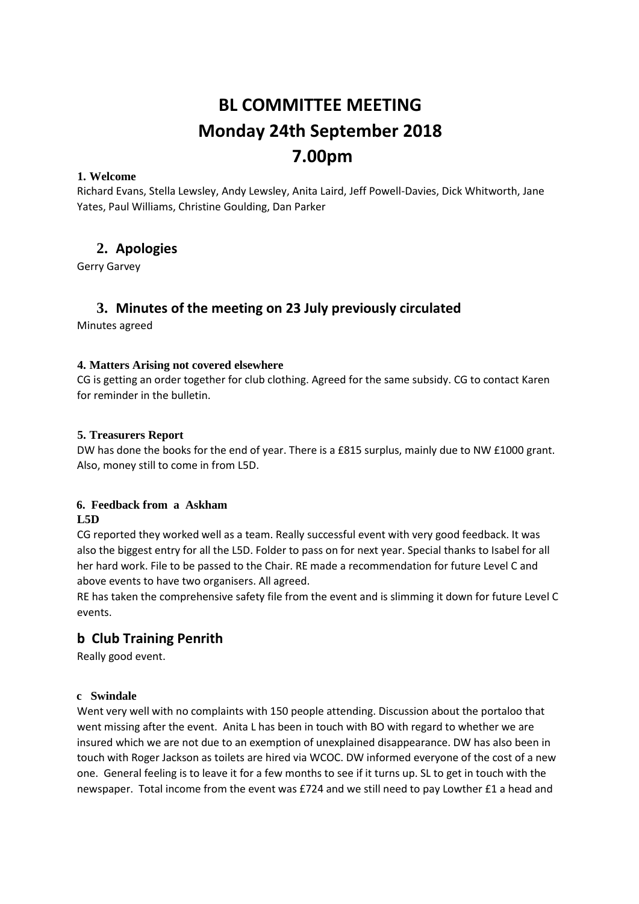# BL COMMITTEE MEETING
# Monday 24th September 2018
# 7.00pm

**1. Welcome**

Richard Evans, Stella Lewsley, Andy Lewsley, Anita Laird, Jeff Powell-Davies, Dick Whitworth, Jane Yates, Paul Williams, Christine Goulding, Dan Parker

## 2. Apologies

Gerry Garvey

## 3. Minutes of the meeting on 23 July previously circulated

Minutes agreed

**4. Matters Arising not covered elsewhere**

CG is getting an order together for club clothing. Agreed for the same subsidy. CG to contact Karen for reminder in the bulletin.

**5. Treasurers Report**

DW has done the books for the end of year. There is a £815 surplus, mainly due to NW £1000 grant. Also, money still to come in from L5D.

**6. Feedback from a Askham**

**L5D**

CG reported they worked well as a team. Really successful event with very good feedback. It was also the biggest entry for all the L5D. Folder to pass on for next year. Special thanks to Isabel for all her hard work. File to be passed to the Chair. RE made a recommendation for future Level C and above events to have two organisers. All agreed.

RE has taken the comprehensive safety file from the event and is slimming it down for future Level C events.

## b Club Training Penrith

Really good event.

**c Swindale**

Went very well with no complaints with 150 people attending. Discussion about the portaloo that went missing after the event. Anita L has been in touch with BO with regard to whether we are insured which we are not due to an exemption of unexplained disappearance. DW has also been in touch with Roger Jackson as toilets are hired via WCOC. DW informed everyone of the cost of a new one. General feeling is to leave it for a few months to see if it turns up. SL to get in touch with the newspaper. Total income from the event was £724 and we still need to pay Lowther £1 a head and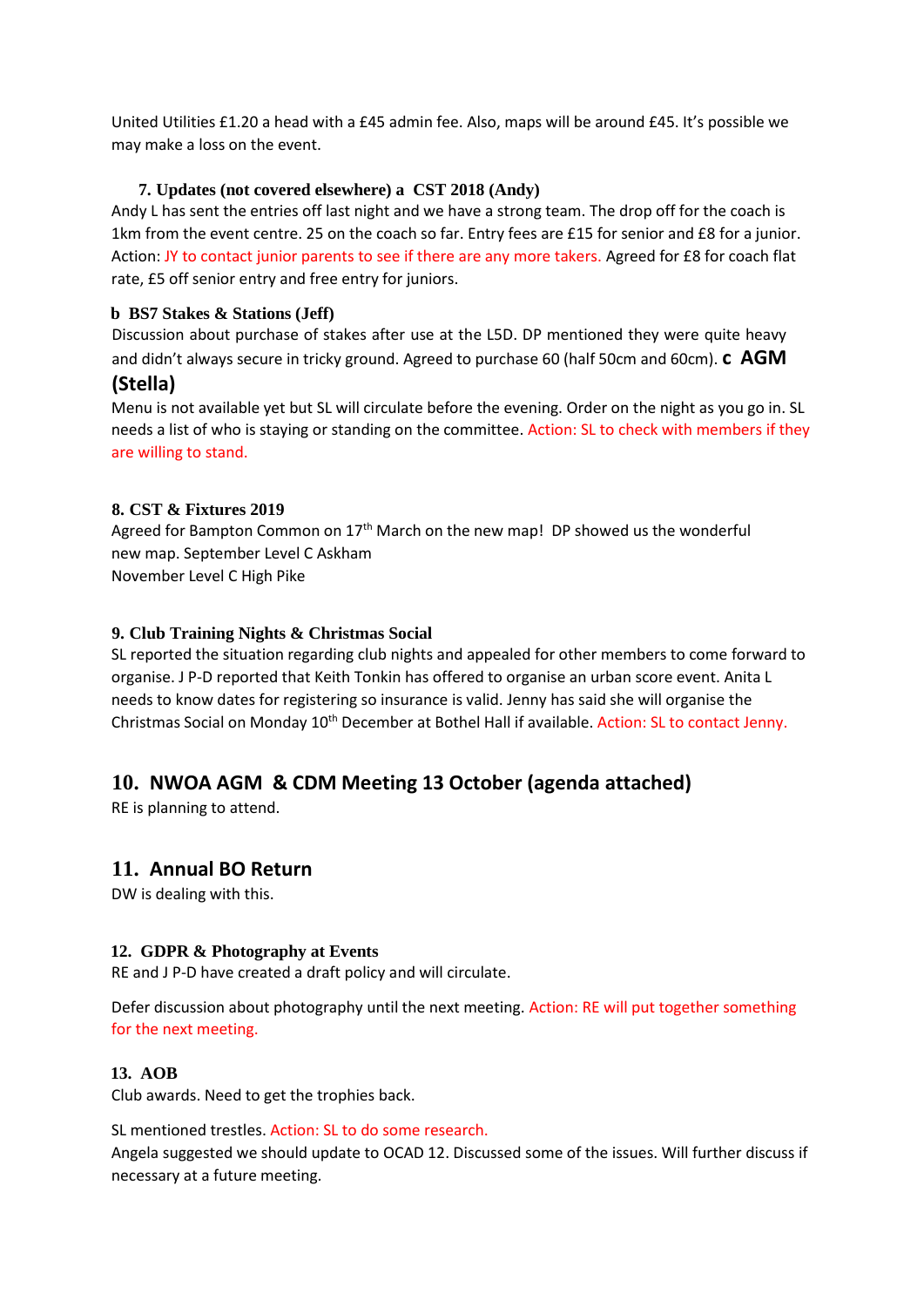United Utilities £1.20 a head with a £45 admin fee. Also, maps will be around £45. It's possible we may make a loss on the event.

### 7. Updates (not covered elsewhere) a CST 2018 (Andy)

Andy L has sent the entries off last night and we have a strong team. The drop off for the coach is 1km from the event centre. 25 on the coach so far. Entry fees are £15 for senior and £8 for a junior. Action: JY to contact junior parents to see if there are any more takers. Agreed for £8 for coach flat rate, £5 off senior entry and free entry for juniors.

### b BS7 Stakes & Stations (Jeff)

Discussion about purchase of stakes after use at the L5D. DP mentioned they were quite heavy and didn't always secure in tricky ground. Agreed to purchase 60 (half 50cm and 60cm).

### c AGM (Stella)

Menu is not available yet but SL will circulate before the evening. Order on the night as you go in. SL needs a list of who is staying or standing on the committee. Action: SL to check with members if they are willing to stand.

### 8. CST & Fixtures 2019

Agreed for Bampton Common on 17th March on the new map! DP showed us the wonderful new map. September Level C Askham
November Level C High Pike

### 9. Club Training Nights & Christmas Social

SL reported the situation regarding club nights and appealed for other members to come forward to organise. J P-D reported that Keith Tonkin has offered to organise an urban score event. Anita L needs to know dates for registering so insurance is valid. Jenny has said she will organise the Christmas Social on Monday 10th December at Bothel Hall if available. Action: SL to contact Jenny.

## 10. NWOA AGM & CDM Meeting 13 October (agenda attached)

RE is planning to attend.

## 11. Annual BO Return

DW is dealing with this.

### 12. GDPR & Photography at Events

RE and J P-D have created a draft policy and will circulate.

Defer discussion about photography until the next meeting. Action: RE will put together something for the next meeting.

### 13. AOB

Club awards. Need to get the trophies back.

SL mentioned trestles. Action: SL to do some research.
Angela suggested we should update to OCAD 12. Discussed some of the issues. Will further discuss if necessary at a future meeting.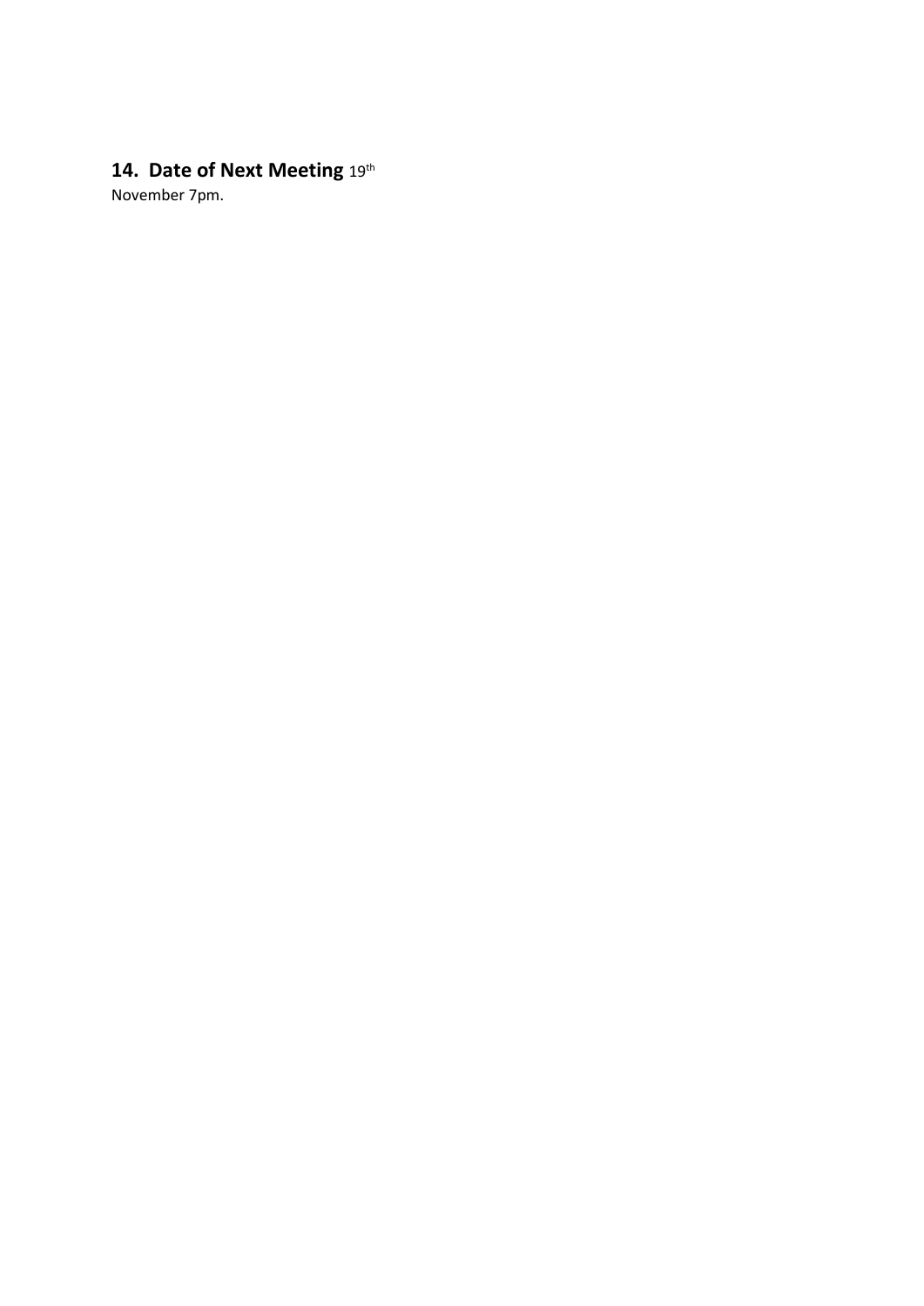**14. Date of Next Meeting** 19th November 7pm.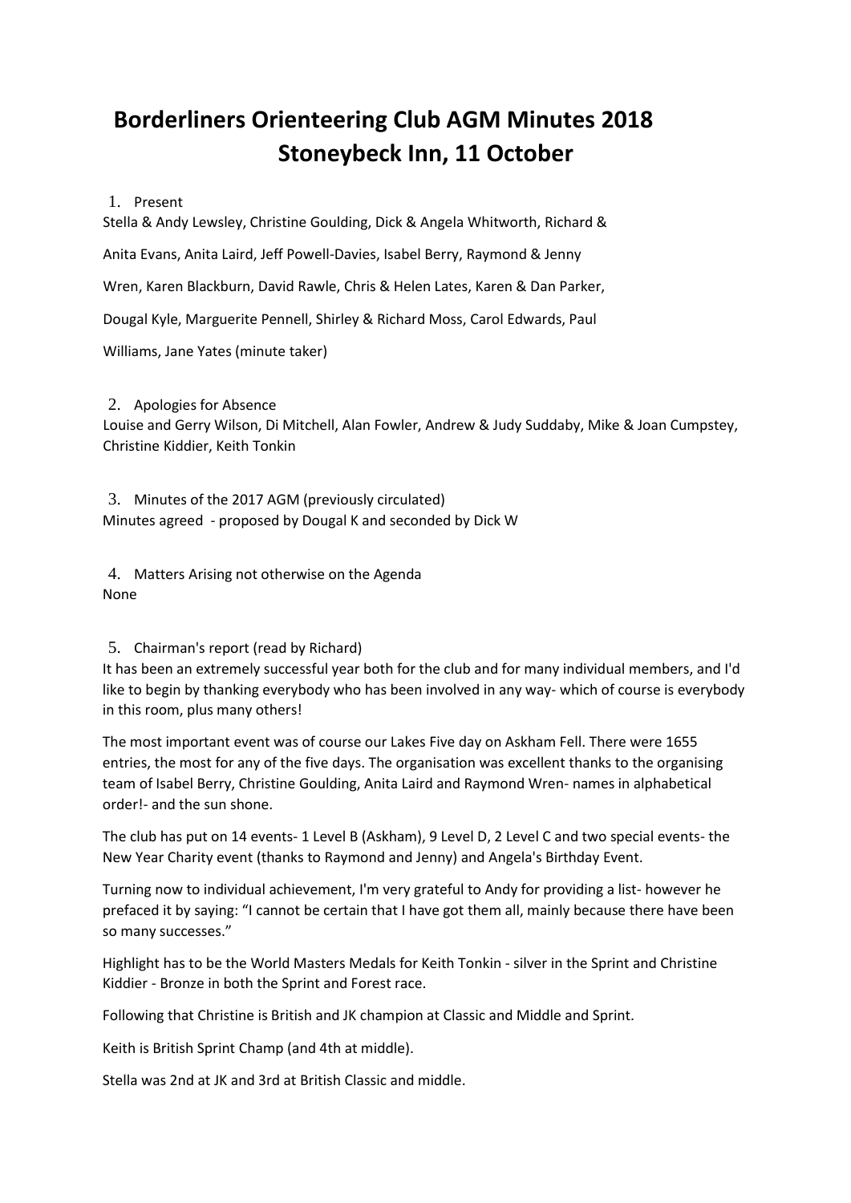# Borderliners Orienteering Club AGM Minutes 2018
# Stoneybeck Inn, 11 October

1. Present

Stella & Andy Lewsley, Christine Goulding, Dick & Angela Whitworth, Richard & Anita Evans, Anita Laird, Jeff Powell-Davies, Isabel Berry, Raymond & Jenny Wren, Karen Blackburn, David Rawle, Chris & Helen Lates, Karen & Dan Parker, Dougal Kyle, Marguerite Pennell, Shirley & Richard Moss, Carol Edwards, Paul Williams, Jane Yates (minute taker)

2. Apologies for Absence

Louise and Gerry Wilson, Di Mitchell, Alan Fowler, Andrew & Judy Suddaby, Mike & Joan Cumpstey, Christine Kiddier, Keith Tonkin

3. Minutes of the 2017 AGM (previously circulated)

Minutes agreed - proposed by Dougal K and seconded by Dick W

4. Matters Arising not otherwise on the Agenda

None

5. Chairman's report (read by Richard)

It has been an extremely successful year both for the club and for many individual members, and I'd like to begin by thanking everybody who has been involved in any way- which of course is everybody in this room, plus many others!

The most important event was of course our Lakes Five day on Askham Fell. There were 1655 entries, the most for any of the five days. The organisation was excellent thanks to the organising team of Isabel Berry, Christine Goulding, Anita Laird and Raymond Wren- names in alphabetical order!- and the sun shone.

The club has put on 14 events- 1 Level B (Askham), 9 Level D, 2 Level C and two special events- the New Year Charity event (thanks to Raymond and Jenny) and Angela's Birthday Event.

Turning now to individual achievement, I'm very grateful to Andy for providing a list- however he prefaced it by saying: "I cannot be certain that I have got them all, mainly because there have been so many successes."

Highlight has to be the World Masters Medals for Keith Tonkin - silver in the Sprint and Christine Kiddier - Bronze in both the Sprint and Forest race.

Following that Christine is British and JK champion at Classic and Middle and Sprint.

Keith is British Sprint Champ (and 4th at middle).

Stella was 2nd at JK and 3rd at British Classic and middle.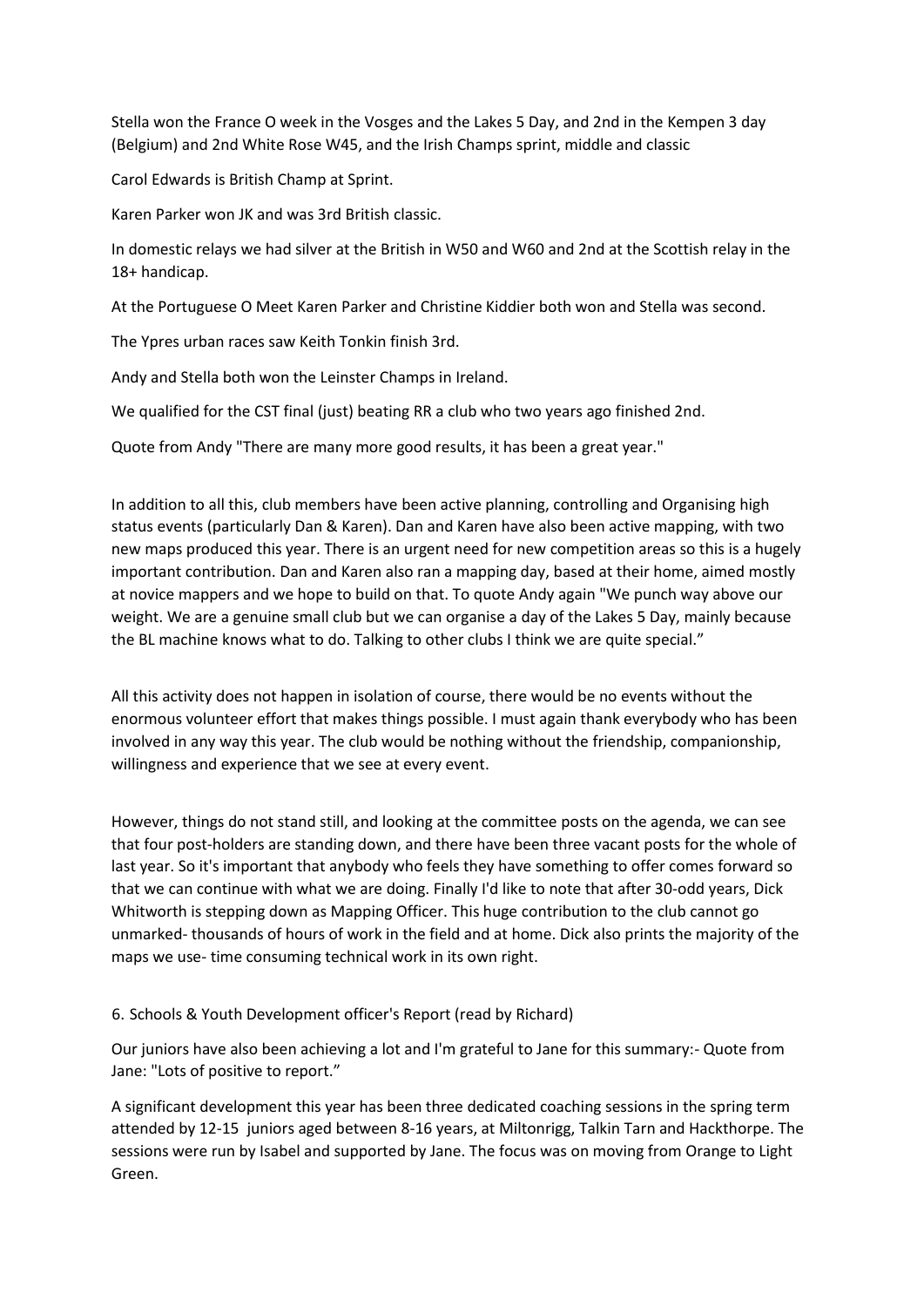Stella won the France O week in the Vosges and the Lakes 5 Day, and 2nd in the Kempen 3 day (Belgium) and 2nd White Rose W45, and the Irish Champs sprint, middle and classic

Carol Edwards is British Champ at Sprint.

Karen Parker won JK and was 3rd British classic.

In domestic relays we had silver at the British in W50 and W60 and 2nd at the Scottish relay in the 18+ handicap.

At the Portuguese O Meet Karen Parker and Christine Kiddier both won and Stella was second.

The Ypres urban races saw Keith Tonkin finish 3rd.

Andy and Stella both won the Leinster Champs in Ireland.

We qualified for the CST final (just) beating RR a club who two years ago finished 2nd.

Quote from Andy "There are many more good results, it has been a great year."

In addition to all this, club members have been active planning, controlling and Organising high status events (particularly Dan & Karen). Dan and Karen have also been active mapping, with two new maps produced this year. There is an urgent need for new competition areas so this is a hugely important contribution. Dan and Karen also ran a mapping day, based at their home, aimed mostly at novice mappers and we hope to build on that. To quote Andy again "We punch way above our weight. We are a genuine small club but we can organise a day of the Lakes 5 Day, mainly because the BL machine knows what to do. Talking to other clubs I think we are quite special."

All this activity does not happen in isolation of course, there would be no events without the enormous volunteer effort that makes things possible. I must again thank everybody who has been involved in any way this year. The club would be nothing without the friendship, companionship, willingness and experience that we see at every event.

However, things do not stand still, and looking at the committee posts on the agenda, we can see that four post-holders are standing down, and there have been three vacant posts for the whole of last year. So it's important that anybody who feels they have something to offer comes forward so that we can continue with what we are doing. Finally I'd like to note that after 30-odd years, Dick Whitworth is stepping down as Mapping Officer. This huge contribution to the club cannot go unmarked- thousands of hours of work in the field and at home. Dick also prints the majority of the maps we use- time consuming technical work in its own right.

6. Schools & Youth Development officer's Report (read by Richard)

Our juniors have also been achieving a lot and I'm grateful to Jane for this summary:- Quote from Jane: "Lots of positive to report."

A significant development this year has been three dedicated coaching sessions in the spring term attended by 12-15 juniors aged between 8-16 years, at Miltonrigg, Talkin Tarn and Hackthorpe. The sessions were run by Isabel and supported by Jane. The focus was on moving from Orange to Light Green.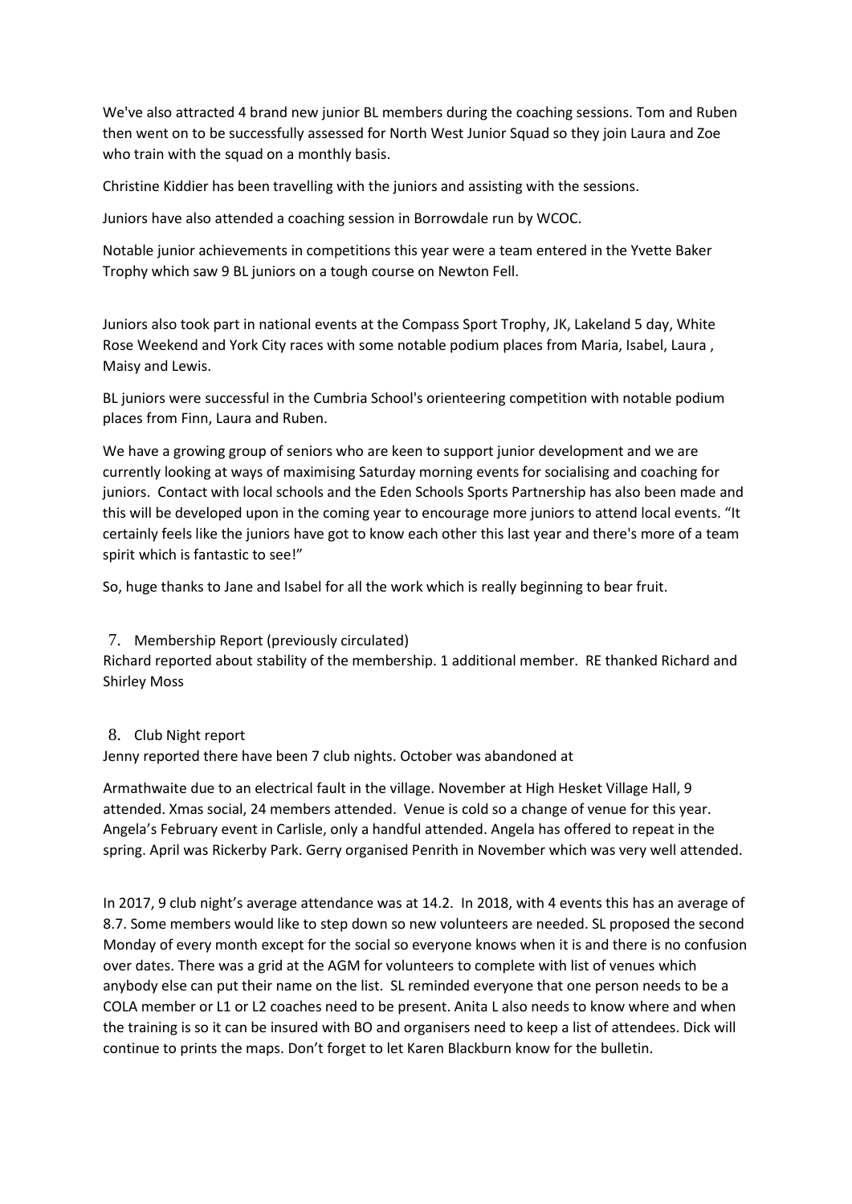We've also attracted 4 brand new junior BL members during the coaching sessions. Tom and Ruben then went on to be successfully assessed for North West Junior Squad so they join Laura and Zoe who train with the squad on a monthly basis.

Christine Kiddier has been travelling with the juniors and assisting with the sessions.

Juniors have also attended a coaching session in Borrowdale run by WCOC.

Notable junior achievements in competitions this year were a team entered in the Yvette Baker Trophy which saw 9 BL juniors on a tough course on Newton Fell.

Juniors also took part in national events at the Compass Sport Trophy, JK, Lakeland 5 day, White Rose Weekend and York City races with some notable podium places from Maria, Isabel, Laura , Maisy and Lewis.

BL juniors were successful in the Cumbria School's orienteering competition with notable podium places from Finn, Laura and Ruben.

We have a growing group of seniors who are keen to support junior development and we are currently looking at ways of maximising Saturday morning events for socialising and coaching for juniors. Contact with local schools and the Eden Schools Sports Partnership has also been made and this will be developed upon in the coming year to encourage more juniors to attend local events. "It certainly feels like the juniors have got to know each other this last year and there's more of a team spirit which is fantastic to see!"

So, huge thanks to Jane and Isabel for all the work which is really beginning to bear fruit.

7. Membership Report (previously circulated)

Richard reported about stability of the membership. 1 additional member. RE thanked Richard and Shirley Moss

8. Club Night report

Jenny reported there have been 7 club nights. October was abandoned at

Armathwaite due to an electrical fault in the village. November at High Hesket Village Hall, 9 attended. Xmas social, 24 members attended. Venue is cold so a change of venue for this year. Angela's February event in Carlisle, only a handful attended. Angela has offered to repeat in the spring. April was Rickerby Park. Gerry organised Penrith in November which was very well attended.

In 2017, 9 club night's average attendance was at 14.2. In 2018, with 4 events this has an average of 8.7. Some members would like to step down so new volunteers are needed. SL proposed the second Monday of every month except for the social so everyone knows when it is and there is no confusion over dates. There was a grid at the AGM for volunteers to complete with list of venues which anybody else can put their name on the list. SL reminded everyone that one person needs to be a COLA member or L1 or L2 coaches need to be present. Anita L also needs to know where and when the training is so it can be insured with BO and organisers need to keep a list of attendees. Dick will continue to prints the maps. Don't forget to let Karen Blackburn know for the bulletin.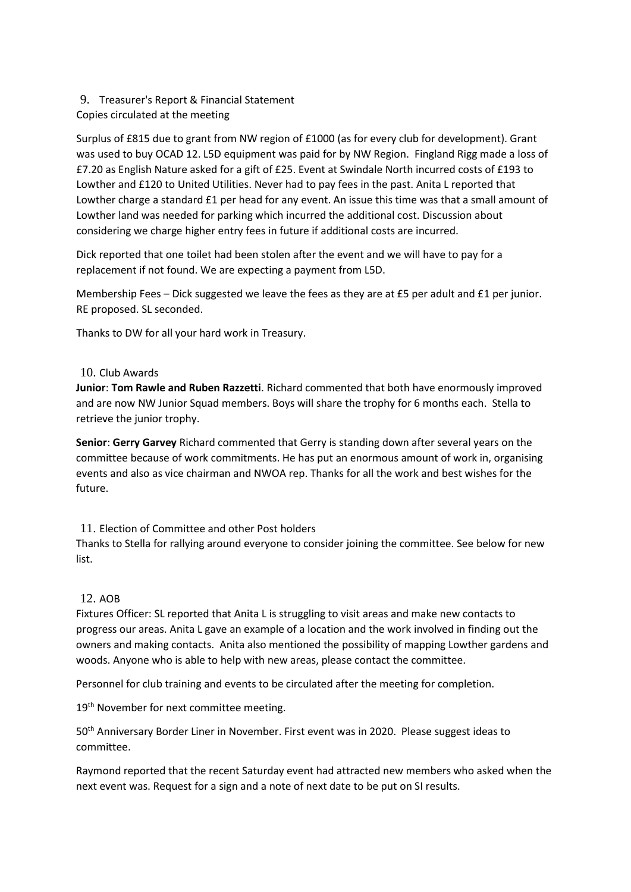## 9. Treasurer's Report & Financial Statement

Copies circulated at the meeting

Surplus of £815 due to grant from NW region of £1000 (as for every club for development). Grant was used to buy OCAD 12. L5D equipment was paid for by NW Region. Fingland Rigg made a loss of £7.20 as English Nature asked for a gift of £25. Event at Swindale North incurred costs of £193 to Lowther and £120 to United Utilities. Never had to pay fees in the past. Anita L reported that Lowther charge a standard £1 per head for any event. An issue this time was that a small amount of Lowther land was needed for parking which incurred the additional cost. Discussion about considering we charge higher entry fees in future if additional costs are incurred.

Dick reported that one toilet had been stolen after the event and we will have to pay for a replacement if not found. We are expecting a payment from L5D.

Membership Fees – Dick suggested we leave the fees as they are at £5 per adult and £1 per junior. RE proposed. SL seconded.

Thanks to DW for all your hard work in Treasury.

## 10. Club Awards

**Junior**: **Tom Rawle and Ruben Razzetti**. Richard commented that both have enormously improved and are now NW Junior Squad members. Boys will share the trophy for 6 months each. Stella to retrieve the junior trophy.

**Senior**: **Gerry Garvey** Richard commented that Gerry is standing down after several years on the committee because of work commitments. He has put an enormous amount of work in, organising events and also as vice chairman and NWOA rep. Thanks for all the work and best wishes for the future.

## 11. Election of Committee and other Post holders

Thanks to Stella for rallying around everyone to consider joining the committee. See below for new list.

## 12. AOB

Fixtures Officer: SL reported that Anita L is struggling to visit areas and make new contacts to progress our areas. Anita L gave an example of a location and the work involved in finding out the owners and making contacts. Anita also mentioned the possibility of mapping Lowther gardens and woods. Anyone who is able to help with new areas, please contact the committee.

Personnel for club training and events to be circulated after the meeting for completion.

19th November for next committee meeting.

50th Anniversary Border Liner in November. First event was in 2020. Please suggest ideas to committee.

Raymond reported that the recent Saturday event had attracted new members who asked when the next event was. Request for a sign and a note of next date to be put on SI results.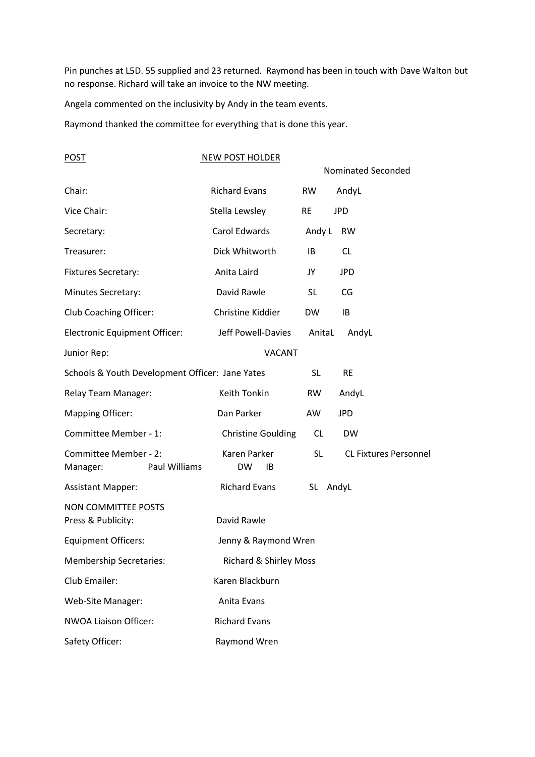Pin punches at L5D. 55 supplied and 23 returned. Raymond has been in touch with Dave Walton but no response. Richard will take an invoice to the NW meeting.

Angela commented on the inclusivity by Andy in the team events.

Raymond thanked the committee for everything that is done this year.

| POST | NEW POST HOLDER | Nominated | Seconded |
|---|---|---|---|
| Chair: | Richard Evans | RW | AndyL |
| Vice Chair: | Stella Lewsley | RE | JPD |
| Secretary: | Carol Edwards | Andy L | RW |
| Treasurer: | Dick Whitworth | IB | CL |
| Fixtures Secretary: | Anita Laird | JY | JPD |
| Minutes Secretary: | David Rawle | SL | CG |
| Club Coaching Officer: | Christine Kiddier | DW | IB |
| Electronic Equipment Officer: | Jeff Powell-Davies | AnitaL | AndyL |
| Junior Rep: | VACANT | | |
| Schools & Youth Development Officer: | Jane Yates | SL | RE |
| Relay Team Manager: | Keith Tonkin | RW | AndyL |
| Mapping Officer: | Dan Parker | AW | JPD |
| Committee Member - 1: | Christine Goulding | CL | DW |
| Committee Member - 2: | Karen Parker | SL | CL Fixtures Personnel |
| Manager: | Paul Williams | DW | IB |
| Assistant Mapper: | Richard Evans | SL | AndyL |

NON COMMITTEE POSTS

| | |
|---|---|
| Press & Publicity: | David Rawle |
| Equipment Officers: | Jenny & Raymond Wren |
| Membership Secretaries: | Richard & Shirley Moss |
| Club Emailer: | Karen Blackburn |
| Web-Site Manager: | Anita Evans |
| NWOA Liaison Officer: | Richard Evans |
| Safety Officer: | Raymond Wren |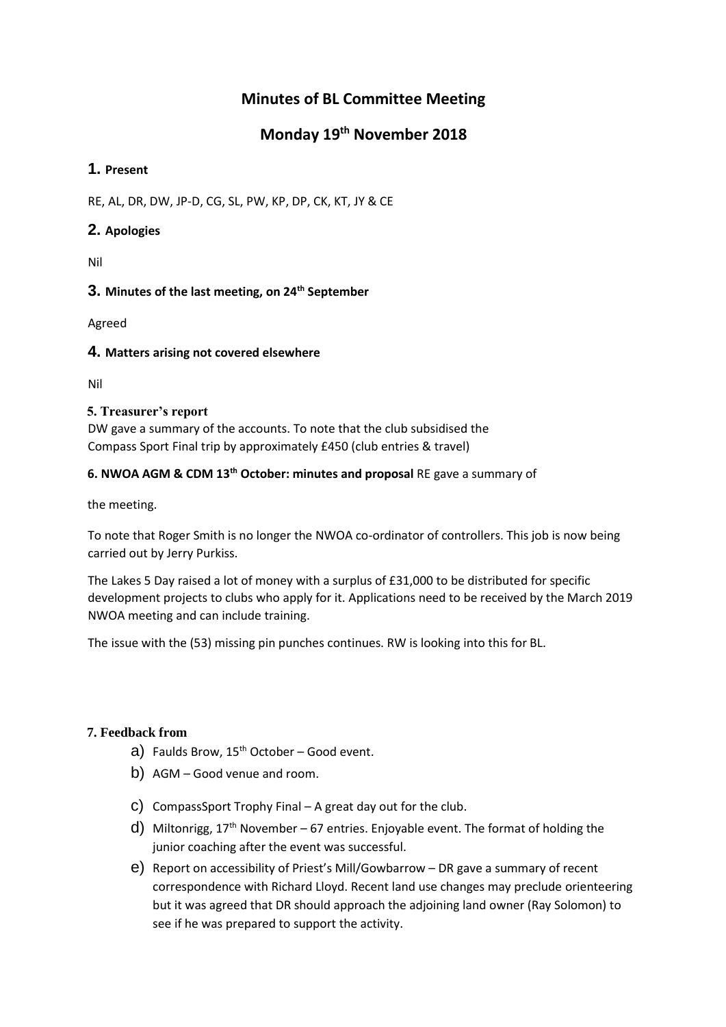# Minutes of BL Committee Meeting

## Monday 19th November 2018

### 1. Present

RE, AL, DR, DW, JP-D, CG, SL, PW, KP, DP, CK, KT, JY & CE

### 2. Apologies

Nil

### 3. Minutes of the last meeting, on 24th September

Agreed

### 4. Matters arising not covered elsewhere

Nil

### 5. Treasurer's report

DW gave a summary of the accounts. To note that the club subsidised the Compass Sport Final trip by approximately £450 (club entries & travel)

### 6. NWOA AGM & CDM 13th October: minutes and proposal

RE gave a summary of the meeting.

To note that Roger Smith is no longer the NWOA co-ordinator of controllers. This job is now being carried out by Jerry Purkiss.

The Lakes 5 Day raised a lot of money with a surplus of £31,000 to be distributed for specific development projects to clubs who apply for it. Applications need to be received by the March 2019 NWOA meeting and can include training.

The issue with the (53) missing pin punches continues. RW is looking into this for BL.

### 7. Feedback from

a) Faulds Brow, 15th October – Good event.

b) AGM – Good venue and room.

c) CompassSport Trophy Final – A great day out for the club.

d) Miltonrigg, 17th November – 67 entries. Enjoyable event. The format of holding the junior coaching after the event was successful.

e) Report on accessibility of Priest's Mill/Gowbarrow – DR gave a summary of recent correspondence with Richard Lloyd. Recent land use changes may preclude orienteering but it was agreed that DR should approach the adjoining land owner (Ray Solomon) to see if he was prepared to support the activity.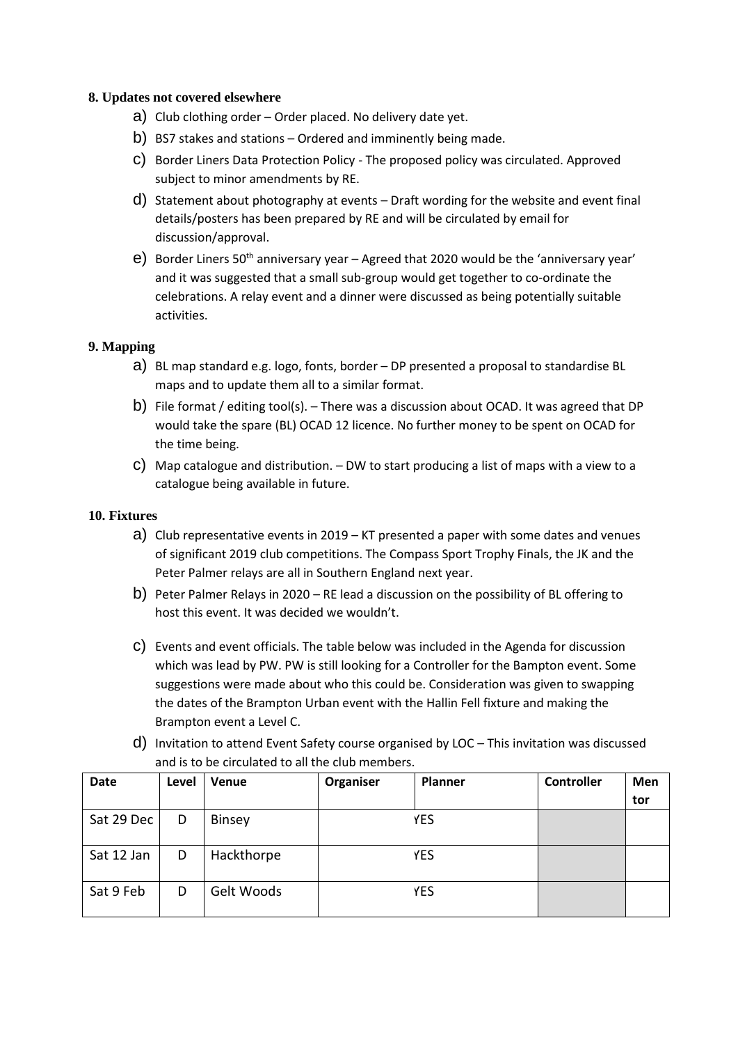### 8. Updates not covered elsewhere

a) Club clothing order – Order placed. No delivery date yet.

b) BS7 stakes and stations – Ordered and imminently being made.

c) Border Liners Data Protection Policy - The proposed policy was circulated. Approved subject to minor amendments by RE.

d) Statement about photography at events – Draft wording for the website and event final details/posters has been prepared by RE and will be circulated by email for discussion/approval.

e) Border Liners 50th anniversary year – Agreed that 2020 would be the 'anniversary year' and it was suggested that a small sub-group would get together to co-ordinate the celebrations. A relay event and a dinner were discussed as being potentially suitable activities.

### 9. Mapping

a) BL map standard e.g. logo, fonts, border – DP presented a proposal to standardise BL maps and to update them all to a similar format.

b) File format / editing tool(s). – There was a discussion about OCAD. It was agreed that DP would take the spare (BL) OCAD 12 licence. No further money to be spent on OCAD for the time being.

c) Map catalogue and distribution. – DW to start producing a list of maps with a view to a catalogue being available in future.

### 10. Fixtures

a) Club representative events in 2019 – KT presented a paper with some dates and venues of significant 2019 club competitions. The Compass Sport Trophy Finals, the JK and the Peter Palmer relays are all in Southern England next year.

b) Peter Palmer Relays in 2020 – RE lead a discussion on the possibility of BL offering to host this event. It was decided we wouldn't.

c) Events and event officials. The table below was included in the Agenda for discussion which was lead by PW. PW is still looking for a Controller for the Bampton event. Some suggestions were made about who this could be. Consideration was given to swapping the dates of the Brampton Urban event with the Hallin Fell fixture and making the Brampton event a Level C.

d) Invitation to attend Event Safety course organised by LOC – This invitation was discussed and is to be circulated to all the club members.

| Date | Level | Venue | Organiser | Planner | Controller | Mentor |
|---|---|---|---|---|---|---|
| Sat 29 Dec | D | Binsey | YES | | | |
| Sat 12 Jan | D | Hackthorpe | YES | | | |
| Sat 9 Feb | D | Gelt Woods | YES | | | |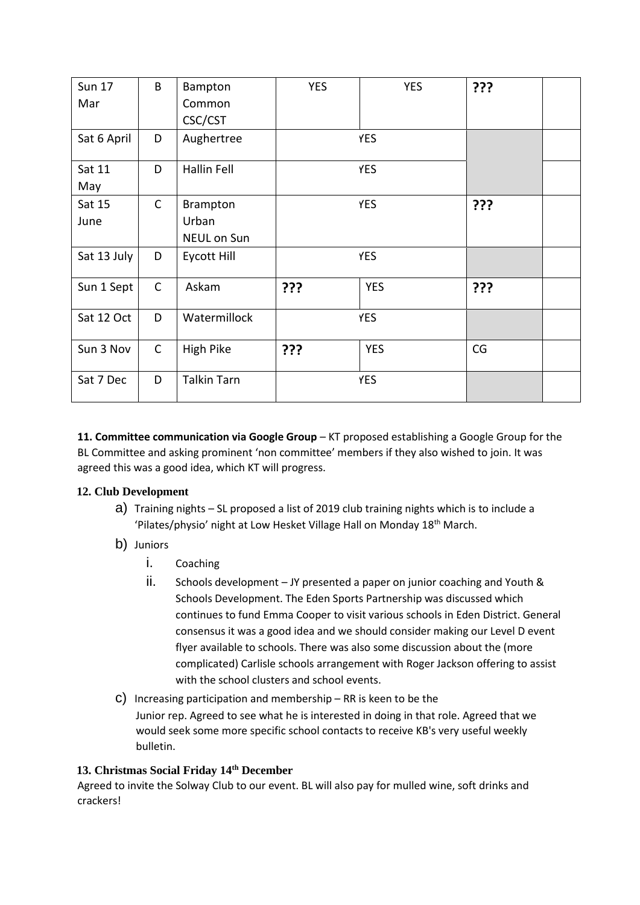| Sun 17 Mar | B | Bampton Common CSC/CST | YES | YES | **???** | |
|---|---|---|---|---|---|---|
| Sat 6 April | D | Aughertree | YES | | | |
| Sat 11 May | D | Hallin Fell | YES | | | |
| Sat 15 June | C | Brampton Urban NEUL on Sun | YES | | **???** | |
| Sat 13 July | D | Eycott Hill | YES | | | |
| Sun 1 Sept | C | Askam | **???** | YES | **???** | |
| Sat 12 Oct | D | Watermillock | YES | | | |
| Sun 3 Nov | C | High Pike | **???** | YES | CG | |
| Sat 7 Dec | D | Talkin Tarn | YES | | | |

**11. Committee communication via Google Group** – KT proposed establishing a Google Group for the BL Committee and asking prominent 'non committee' members if they also wished to join. It was agreed this was a good idea, which KT will progress.

**12. Club Development**

a) Training nights – SL proposed a list of 2019 club training nights which is to include a 'Pilates/physio' night at Low Hesket Village Hall on Monday 18th March.

b) Juniors

   i. Coaching

   ii. Schools development – JY presented a paper on junior coaching and Youth & Schools Development. The Eden Sports Partnership was discussed which continues to fund Emma Cooper to visit various schools in Eden District. General consensus it was a good idea and we should consider making our Level D event flyer available to schools. There was also some discussion about the (more complicated) Carlisle schools arrangement with Roger Jackson offering to assist with the school clusters and school events.

c) Increasing participation and membership – RR is keen to be the Junior rep. Agreed to see what he is interested in doing in that role. Agreed that we would seek some more specific school contacts to receive KB's very useful weekly bulletin.

**13. Christmas Social Friday 14th December**

Agreed to invite the Solway Club to our event. BL will also pay for mulled wine, soft drinks and crackers!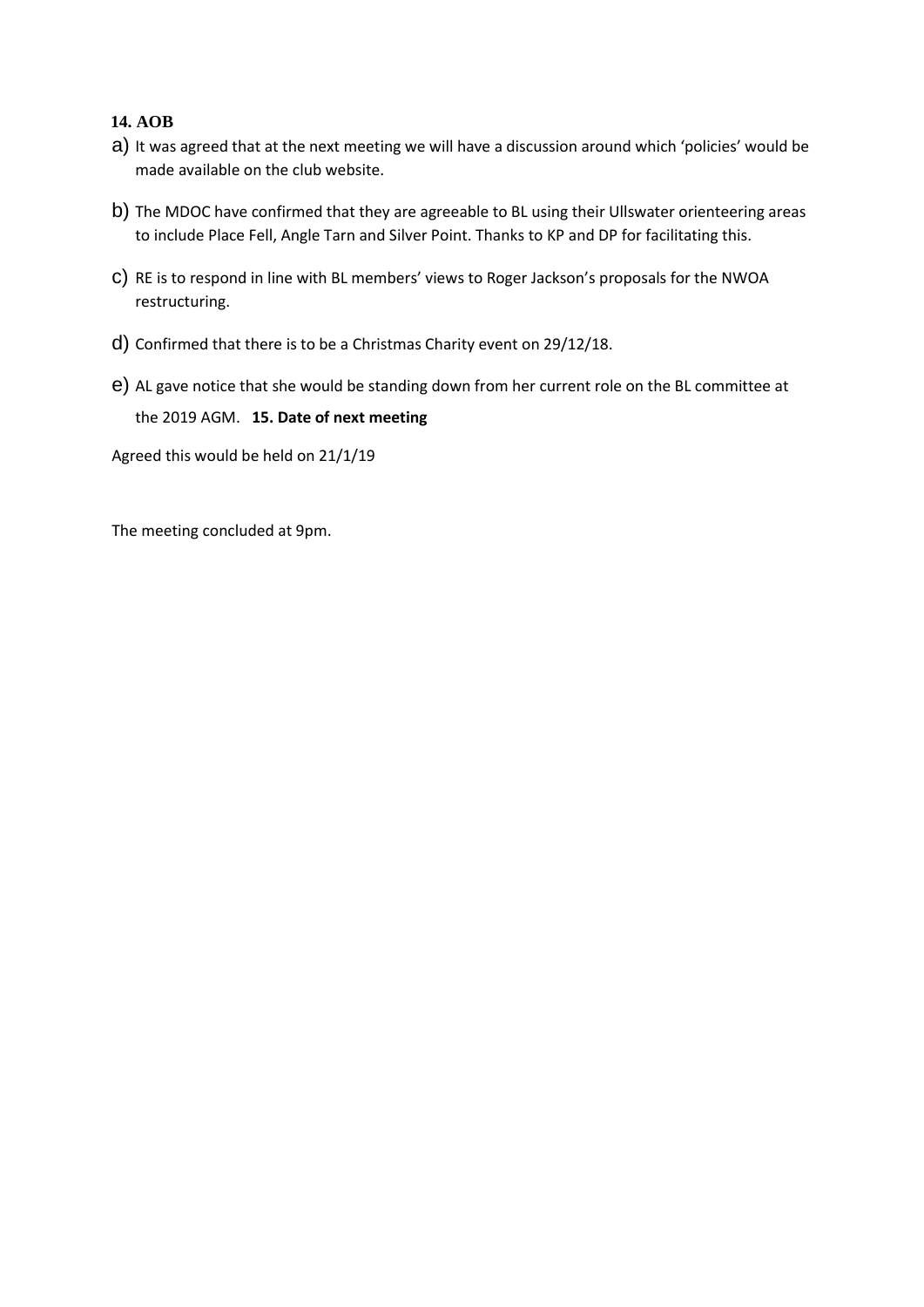## 14. AOB

a) It was agreed that at the next meeting we will have a discussion around which 'policies' would be made available on the club website.

b) The MDOC have confirmed that they are agreeable to BL using their Ullswater orienteering areas to include Place Fell, Angle Tarn and Silver Point. Thanks to KP and DP for facilitating this.

c) RE is to respond in line with BL members' views to Roger Jackson's proposals for the NWOA restructuring.

d) Confirmed that there is to be a Christmas Charity event on 29/12/18.

e) AL gave notice that she would be standing down from her current role on the BL committee at the 2019 AGM.

## 15. Date of next meeting

Agreed this would be held on 21/1/19

The meeting concluded at 9pm.